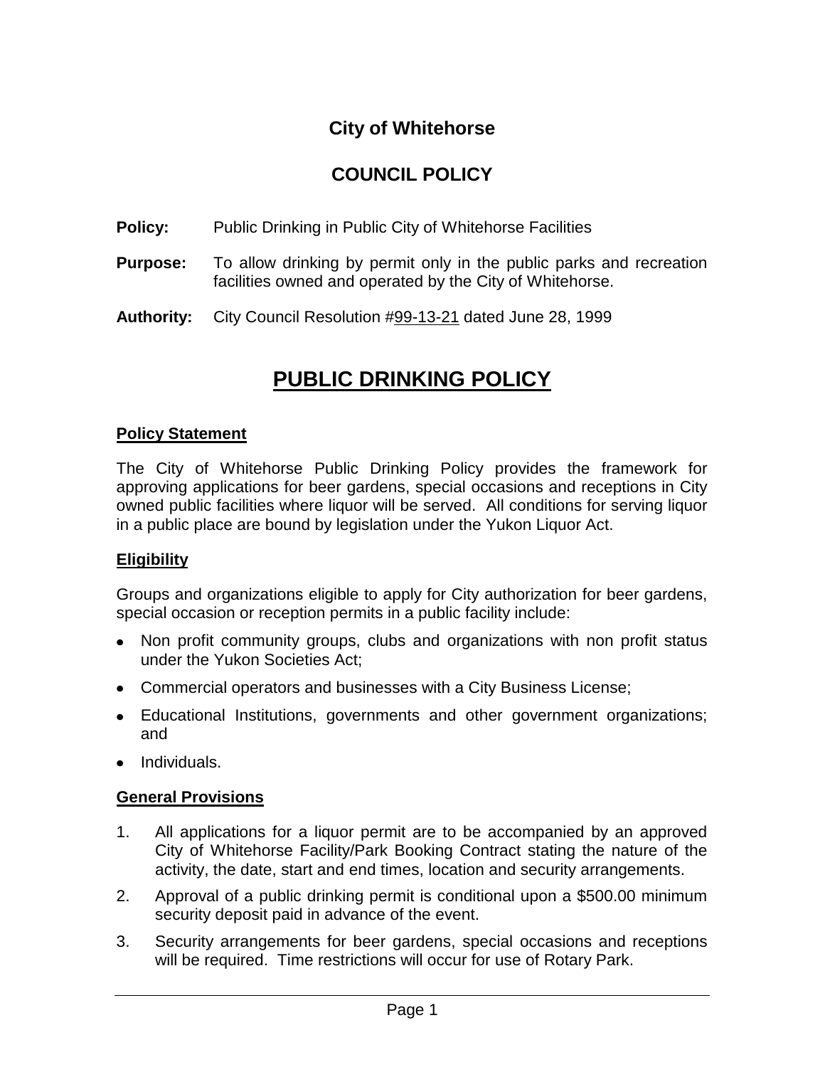# City of Whitehorse

## COUNCIL POLICY

**Policy:** Public Drinking in Public City of Whitehorse Facilities

**Purpose:** To allow drinking by permit only in the public parks and recreation facilities owned and operated by the City of Whitehorse.

**Authority:** City Council Resolution #99-13-21 dated June 28, 1999

# PUBLIC DRINKING POLICY

### Policy Statement

The City of Whitehorse Public Drinking Policy provides the framework for approving applications for beer gardens, special occasions and receptions in City owned public facilities where liquor will be served. All conditions for serving liquor in a public place are bound by legislation under the Yukon Liquor Act.

### Eligibility

Groups and organizations eligible to apply for City authorization for beer gardens, special occasion or reception permits in a public facility include:

- Non profit community groups, clubs and organizations with non profit status under the Yukon Societies Act;
- Commercial operators and businesses with a City Business License;
- Educational Institutions, governments and other government organizations; and
- Individuals.

### General Provisions

1. All applications for a liquor permit are to be accompanied by an approved City of Whitehorse Facility/Park Booking Contract stating the nature of the activity, the date, start and end times, location and security arrangements.
2. Approval of a public drinking permit is conditional upon a $500.00 minimum security deposit paid in advance of the event.
3. Security arrangements for beer gardens, special occasions and receptions will be required. Time restrictions will occur for use of Rotary Park.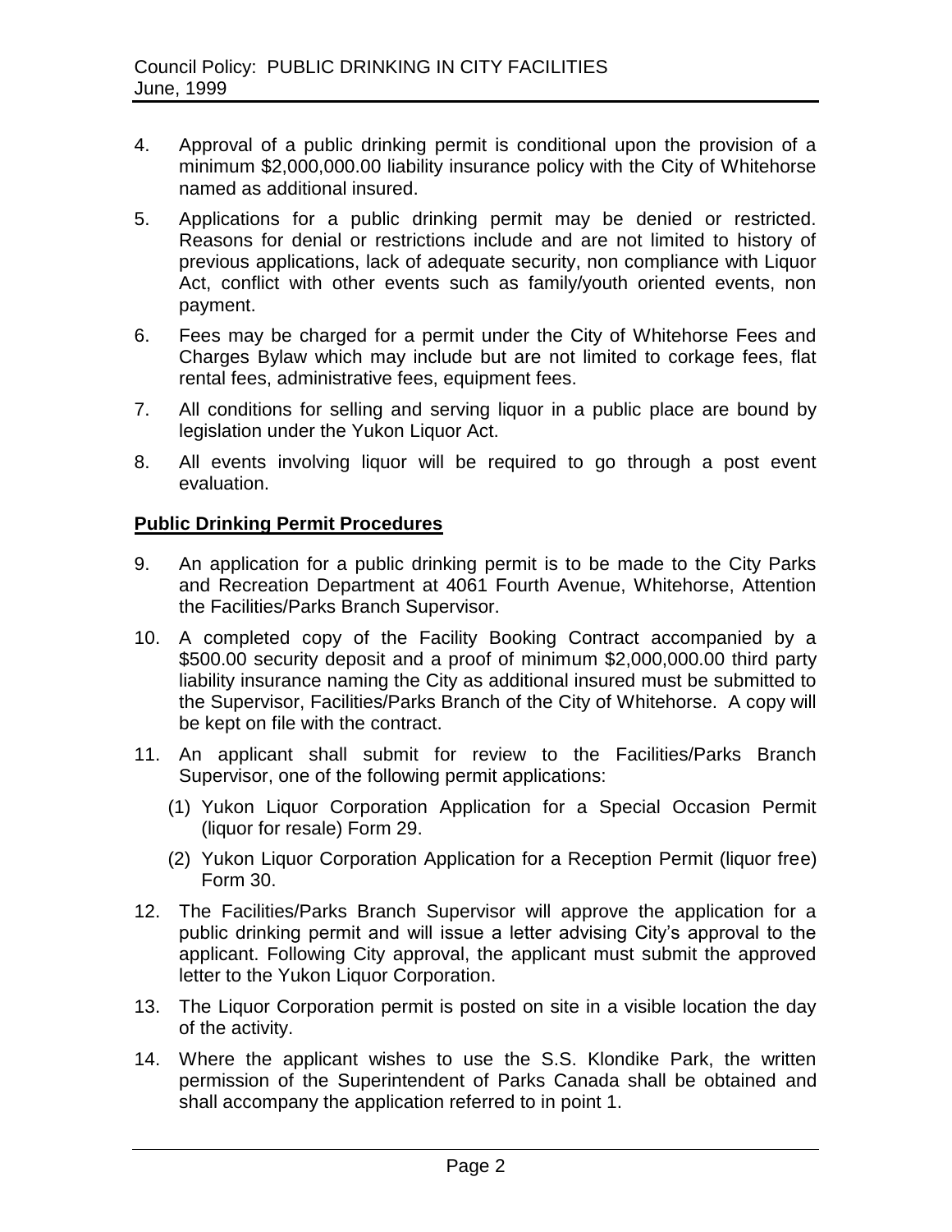4. Approval of a public drinking permit is conditional upon the provision of a minimum $2,000,000.00 liability insurance policy with the City of Whitehorse named as additional insured.

5. Applications for a public drinking permit may be denied or restricted. Reasons for denial or restrictions include and are not limited to history of previous applications, lack of adequate security, non compliance with Liquor Act, conflict with other events such as family/youth oriented events, non payment.

6. Fees may be charged for a permit under the City of Whitehorse Fees and Charges Bylaw which may include but are not limited to corkage fees, flat rental fees, administrative fees, equipment fees.

7. All conditions for selling and serving liquor in a public place are bound by legislation under the Yukon Liquor Act.

8. All events involving liquor will be required to go through a post event evaluation.

**Public Drinking Permit Procedures**

9. An application for a public drinking permit is to be made to the City Parks and Recreation Department at 4061 Fourth Avenue, Whitehorse, Attention the Facilities/Parks Branch Supervisor.

10. A completed copy of the Facility Booking Contract accompanied by a $500.00 security deposit and a proof of minimum $2,000,000.00 third party liability insurance naming the City as additional insured must be submitted to the Supervisor, Facilities/Parks Branch of the City of Whitehorse. A copy will be kept on file with the contract.

11. An applicant shall submit for review to the Facilities/Parks Branch Supervisor, one of the following permit applications:

    (1) Yukon Liquor Corporation Application for a Special Occasion Permit (liquor for resale) Form 29.

    (2) Yukon Liquor Corporation Application for a Reception Permit (liquor free) Form 30.

12. The Facilities/Parks Branch Supervisor will approve the application for a public drinking permit and will issue a letter advising City's approval to the applicant. Following City approval, the applicant must submit the approved letter to the Yukon Liquor Corporation.

13. The Liquor Corporation permit is posted on site in a visible location the day of the activity.

14. Where the applicant wishes to use the S.S. Klondike Park, the written permission of the Superintendent of Parks Canada shall be obtained and shall accompany the application referred to in point 1.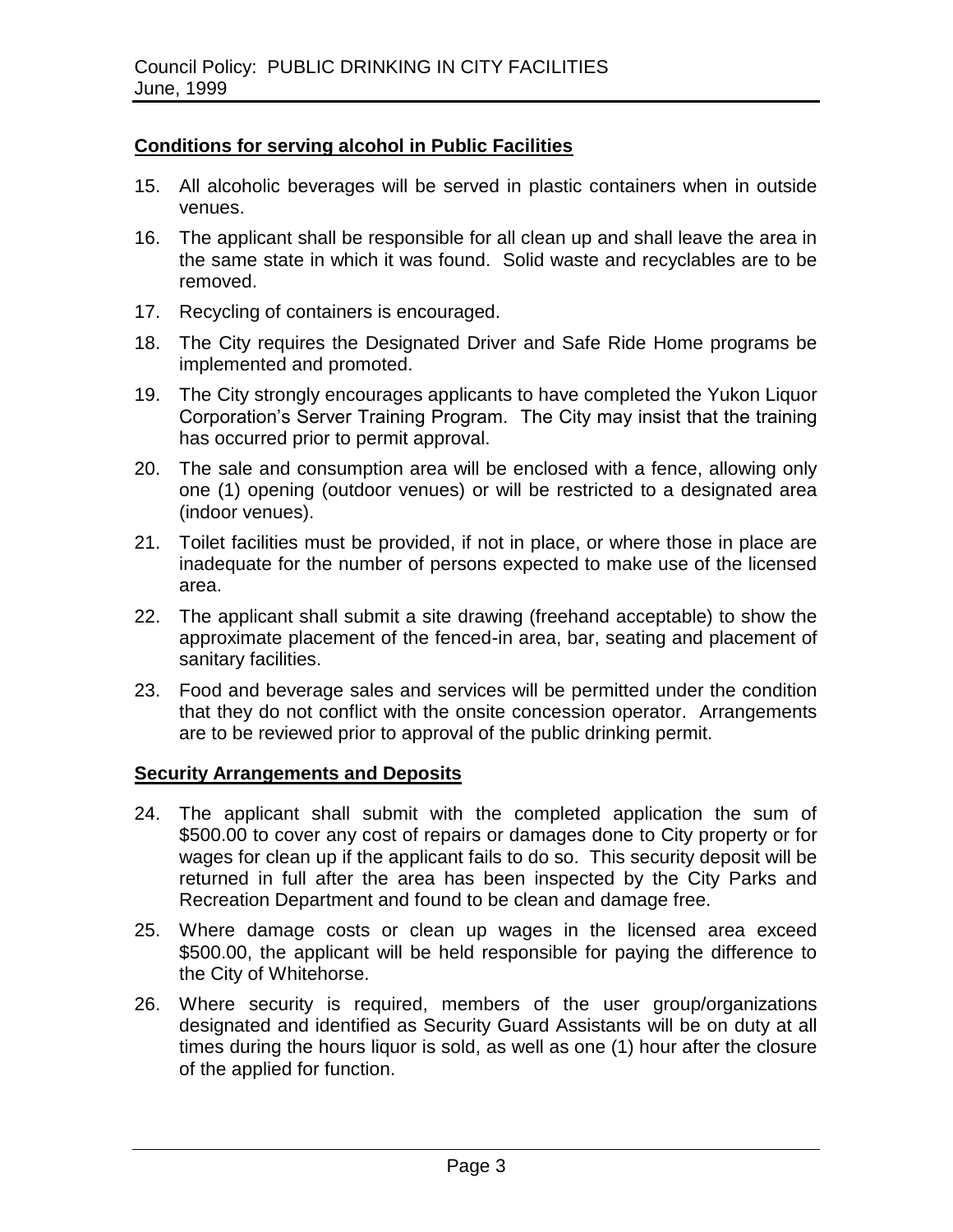## Conditions for serving alcohol in Public Facilities

15. All alcoholic beverages will be served in plastic containers when in outside venues.
16. The applicant shall be responsible for all clean up and shall leave the area in the same state in which it was found. Solid waste and recyclables are to be removed.
17. Recycling of containers is encouraged.
18. The City requires the Designated Driver and Safe Ride Home programs be implemented and promoted.
19. The City strongly encourages applicants to have completed the Yukon Liquor Corporation's Server Training Program. The City may insist that the training has occurred prior to permit approval.
20. The sale and consumption area will be enclosed with a fence, allowing only one (1) opening (outdoor venues) or will be restricted to a designated area (indoor venues).
21. Toilet facilities must be provided, if not in place, or where those in place are inadequate for the number of persons expected to make use of the licensed area.
22. The applicant shall submit a site drawing (freehand acceptable) to show the approximate placement of the fenced-in area, bar, seating and placement of sanitary facilities.
23. Food and beverage sales and services will be permitted under the condition that they do not conflict with the onsite concession operator. Arrangements are to be reviewed prior to approval of the public drinking permit.

## Security Arrangements and Deposits

24. The applicant shall submit with the completed application the sum of $500.00 to cover any cost of repairs or damages done to City property or for wages for clean up if the applicant fails to do so. This security deposit will be returned in full after the area has been inspected by the City Parks and Recreation Department and found to be clean and damage free.
25. Where damage costs or clean up wages in the licensed area exceed $500.00, the applicant will be held responsible for paying the difference to the City of Whitehorse.
26. Where security is required, members of the user group/organizations designated and identified as Security Guard Assistants will be on duty at all times during the hours liquor is sold, as well as one (1) hour after the closure of the applied for function.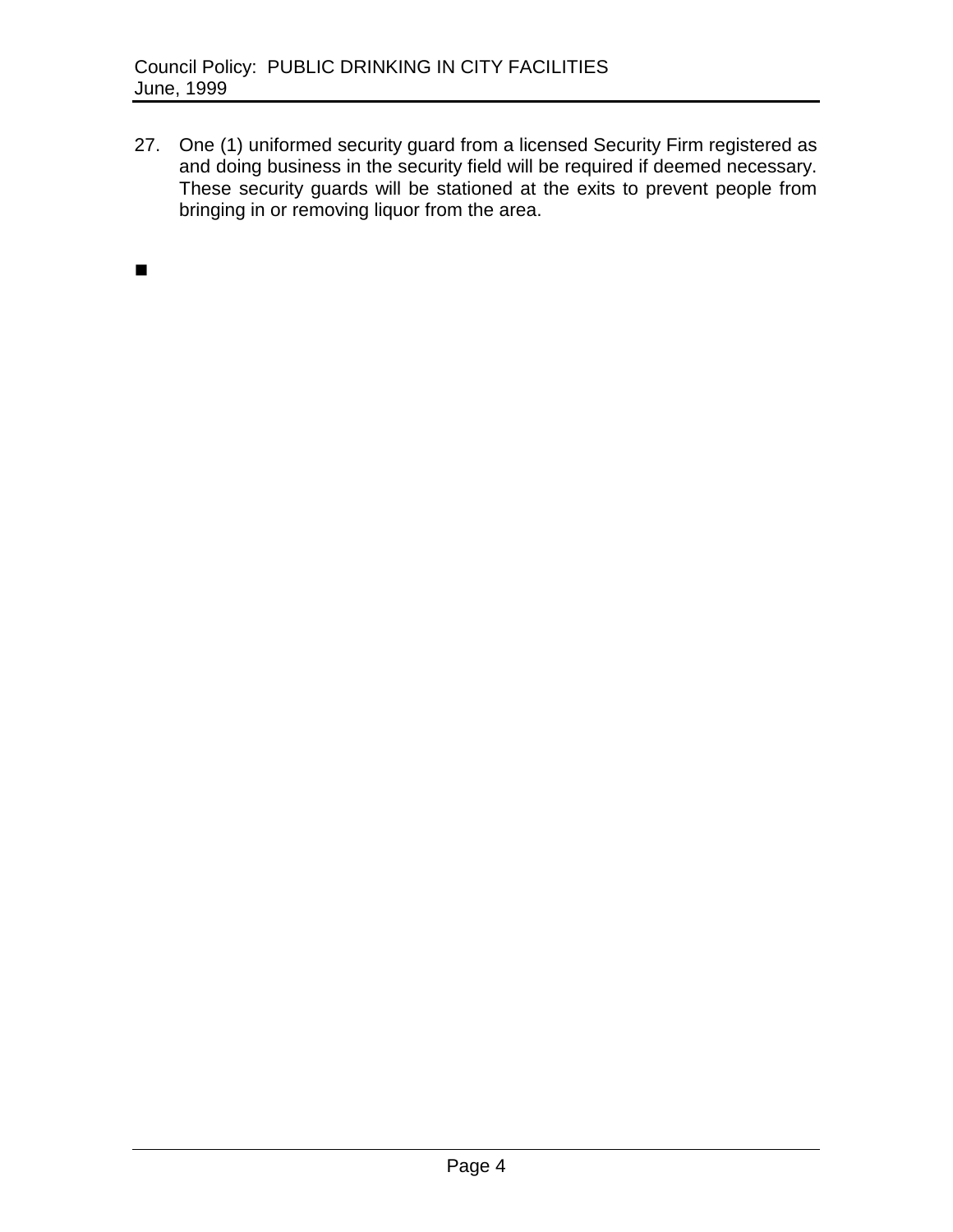27. One (1) uniformed security guard from a licensed Security Firm registered as and doing business in the security field will be required if deemed necessary. These security guards will be stationed at the exits to prevent people from bringing in or removing liquor from the area.

■